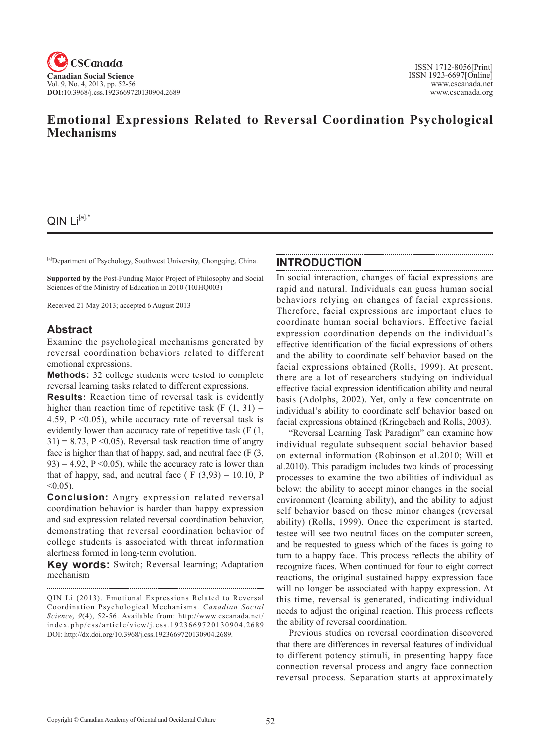# Emotional Expressions Related to Reversal Coordination Psychological Mechanisms

QIN Li[a],*

[a]Department of Psychology, Southwest University, Chongqing, China.

**Supported by** the Post-Funding Major Project of Philosophy and Social Sciences of the Ministry of Education in 2010 (10JHQ003)

Received 21 May 2013; accepted 6 August 2013

## Abstract

Examine the psychological mechanisms generated by reversal coordination behaviors related to different emotional expressions.

**Methods:** 32 college students were tested to complete reversal learning tasks related to different expressions.

**Results:** Reaction time of reversal task is evidently higher than reaction time of repetitive task ($F(1, 31) = 4.59$, $P < 0.05$), while accuracy rate of reversal task is evidently lower than accuracy rate of repetitive task ($F(1, 31) = 8.73$, $P < 0.05$). Reversal task reaction time of angry face is higher than that of happy, sad, and neutral face ($F(3, 93) = 4.92$, $P < 0.05$), while the accuracy rate is lower than that of happy, sad, and neutral face ( $F(3,93) = 10.10$, $P < 0.05$).

**Conclusion:** Angry expression related reversal coordination behavior is harder than happy expression and sad expression related reversal coordination behavior, demonstrating that reversal coordination behavior of college students is associated with threat information alertness formed in long-term evolution.

**Key words:** Switch; Reversal learning; Adaptation mechanism

QIN Li (2013). Emotional Expressions Related to Reversal Coordination Psychological Mechanisms. *Canadian Social Science, 9*(4), 52-56. Available from: http://www.cscanada.net/index.php/css/article/view/j.css.1923669720130904.2689 DOI: http://dx.doi.org/10.3968/j.css.1923669720130904.2689.

## INTRODUCTION

In social interaction, changes of facial expressions are rapid and natural. Individuals can guess human social behaviors relying on changes of facial expressions. Therefore, facial expressions are important clues to coordinate human social behaviors. Effective facial expression coordination depends on the individual's effective identification of the facial expressions of others and the ability to coordinate self behavior based on the facial expressions obtained (Rolls, 1999). At present, there are a lot of researchers studying on individual effective facial expression identification ability and neural basis (Adolphs, 2002). Yet, only a few concentrate on individual's ability to coordinate self behavior based on facial expressions obtained (Kringebach and Rolls, 2003).

"Reversal Learning Task Paradigm" can examine how individual regulate subsequent social behavior based on external information (Robinson et al.2010; Will et al.2010). This paradigm includes two kinds of processing processes to examine the two abilities of individual as below: the ability to accept minor changes in the social environment (learning ability), and the ability to adjust self behavior based on these minor changes (reversal ability) (Rolls, 1999). Once the experiment is started, testee will see two neutral faces on the computer screen, and be requested to guess which of the faces is going to turn to a happy face. This process reflects the ability of recognize faces. When continued for four to eight correct reactions, the original sustained happy expression face will no longer be associated with happy expression. At this time, reversal is generated, indicating individual needs to adjust the original reaction. This process reflects the ability of reversal coordination.

Previous studies on reversal coordination discovered that there are differences in reversal features of individual to different potency stimuli, in presenting happy face connection reversal process and angry face connection reversal process. Separation starts at approximately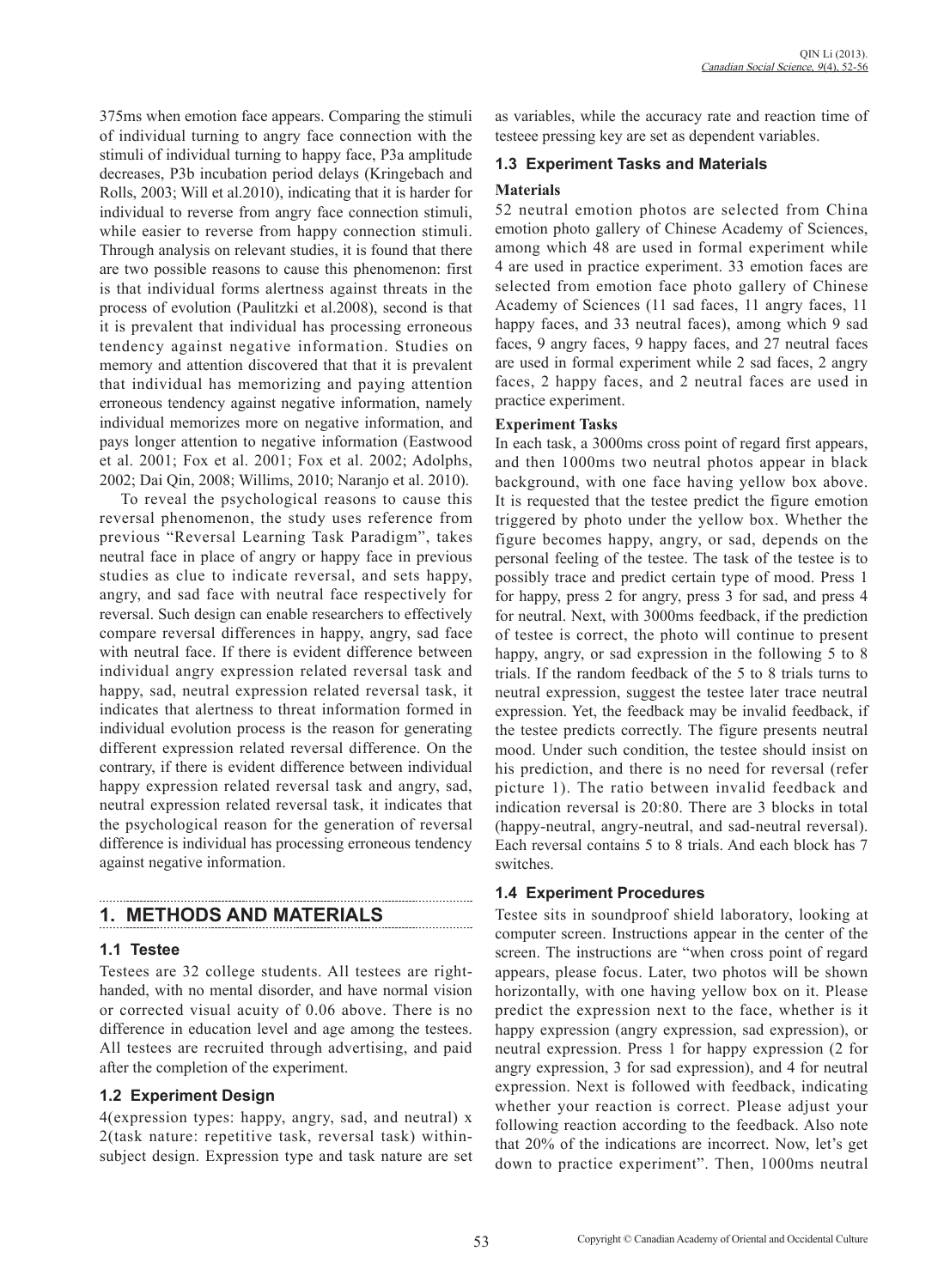375ms when emotion face appears. Comparing the stimuli of individual turning to angry face connection with the stimuli of individual turning to happy face, P3a amplitude decreases, P3b incubation period delays (Kringebach and Rolls, 2003; Will et al.2010), indicating that it is harder for individual to reverse from angry face connection stimuli, while easier to reverse from happy connection stimuli. Through analysis on relevant studies, it is found that there are two possible reasons to cause this phenomenon: first is that individual forms alertness against threats in the process of evolution (Paulitzki et al.2008), second is that it is prevalent that individual has processing erroneous tendency against negative information. Studies on memory and attention discovered that that it is prevalent that individual has memorizing and paying attention erroneous tendency against negative information, namely individual memorizes more on negative information, and pays longer attention to negative information (Eastwood et al. 2001; Fox et al. 2001; Fox et al. 2002; Adolphs, 2002; Dai Qin, 2008; Willims, 2010; Naranjo et al. 2010).

To reveal the psychological reasons to cause this reversal phenomenon, the study uses reference from previous "Reversal Learning Task Paradigm", takes neutral face in place of angry or happy face in previous studies as clue to indicate reversal, and sets happy, angry, and sad face with neutral face respectively for reversal. Such design can enable researchers to effectively compare reversal differences in happy, angry, sad face with neutral face. If there is evident difference between individual angry expression related reversal task and happy, sad, neutral expression related reversal task, it indicates that alertness to threat information formed in individual evolution process is the reason for generating different expression related reversal difference. On the contrary, if there is evident difference between individual happy expression related reversal task and angry, sad, neutral expression related reversal task, it indicates that the psychological reason for the generation of reversal difference is individual has processing erroneous tendency against negative information.

## 1. METHODS AND MATERIALS

### 1.1 Testee

Testees are 32 college students. All testees are right-handed, with no mental disorder, and have normal vision or corrected visual acuity of 0.06 above. There is no difference in education level and age among the testees. All testees are recruited through advertising, and paid after the completion of the experiment.

### 1.2 Experiment Design

4(expression types: happy, angry, sad, and neutral) x 2(task nature: repetitive task, reversal task) within-subject design. Expression type and task nature are set as variables, while the accuracy rate and reaction time of testee pressing key are set as dependent variables.

### 1.3 Experiment Tasks and Materials

**Materials**

52 neutral emotion photos are selected from China emotion photo gallery of Chinese Academy of Sciences, among which 48 are used in formal experiment while 4 are used in practice experiment. 33 emotion faces are selected from emotion face photo gallery of Chinese Academy of Sciences (11 sad faces, 11 angry faces, 11 happy faces, and 33 neutral faces), among which 9 sad faces, 9 angry faces, 9 happy faces, and 27 neutral faces are used in formal experiment while 2 sad faces, 2 angry faces, 2 happy faces, and 2 neutral faces are used in practice experiment.

**Experiment Tasks**

In each task, a 3000ms cross point of regard first appears, and then 1000ms two neutral photos appear in black background, with one face having yellow box above. It is requested that the testee predict the figure emotion triggered by photo under the yellow box. Whether the figure becomes happy, angry, or sad, depends on the personal feeling of the testee. The task of the testee is to possibly trace and predict certain type of mood. Press 1 for happy, press 2 for angry, press 3 for sad, and press 4 for neutral. Next, with 3000ms feedback, if the prediction of testee is correct, the photo will continue to present happy, angry, or sad expression in the following 5 to 8 trials. If the random feedback of the 5 to 8 trials turns to neutral expression, suggest the testee later trace neutral expression. Yet, the feedback may be invalid feedback, if the testee predicts correctly. The figure presents neutral mood. Under such condition, the testee should insist on his prediction, and there is no need for reversal (refer picture 1). The ratio between invalid feedback and indication reversal is 20:80. There are 3 blocks in total (happy-neutral, angry-neutral, and sad-neutral reversal). Each reversal contains 5 to 8 trials. And each block has 7 switches.

### 1.4 Experiment Procedures

Testee sits in soundproof shield laboratory, looking at computer screen. Instructions appear in the center of the screen. The instructions are "when cross point of regard appears, please focus. Later, two photos will be shown horizontally, with one having yellow box on it. Please predict the expression next to the face, whether is it happy expression (angry expression, sad expression), or neutral expression. Press 1 for happy expression (2 for angry expression, 3 for sad expression), and 4 for neutral expression. Next is followed with feedback, indicating whether your reaction is correct. Please adjust your following reaction according to the feedback. Also note that 20% of the indications are incorrect. Now, let's get down to practice experiment". Then, 1000ms neutral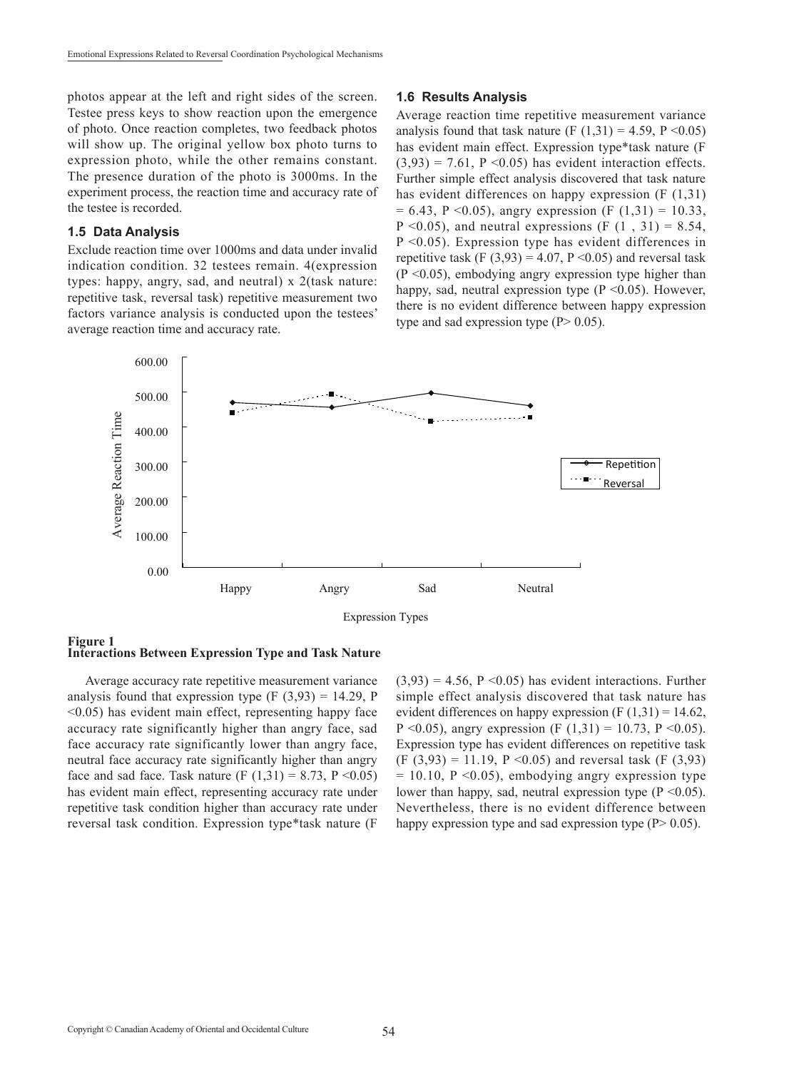photos appear at the left and right sides of the screen. Testee press keys to show reaction upon the emergence of photo. Once reaction completes, two feedback photos will show up. The original yellow box photo turns to expression photo, while the other remains constant. The presence duration of the photo is 3000ms. In the experiment process, the reaction time and accuracy rate of the testee is recorded.

### 1.5 Data Analysis

Exclude reaction time over 1000ms and data under invalid indication condition. 32 testees remain. 4(expression types: happy, angry, sad, and neutral) x 2(task nature: repetitive task, reversal task) repetitive measurement two factors variance analysis is conducted upon the testees' average reaction time and accuracy rate.

### 1.6 Results Analysis

Average reaction time repetitive measurement variance analysis found that task nature ($F(1,31) = 4.59$, $P < 0.05$) has evident main effect. Expression type*task nature ($F(3,93) = 7.61$, $P < 0.05$) has evident interaction effects. Further simple effect analysis discovered that task nature has evident differences on happy expression ($F(1,31) = 6.43$, $P < 0.05$), angry expression ($F(1,31) = 10.33$, $P < 0.05$), and neutral expressions ($F(1, 31) = 8.54$, $P < 0.05$). Expression type has evident differences in repetitive task ($F(3,93) = 4.07$, $P < 0.05$) and reversal task ($P < 0.05$), embodying angry expression type higher than happy, sad, neutral expression type ($P < 0.05$). However, there is no evident difference between happy expression type and sad expression type ($P > 0.05$).

**Figure 1**
**Interactions Between Expression Type and Task Nature**

Average accuracy rate repetitive measurement variance analysis found that expression type ($F(3,93) = 14.29$, $P < 0.05$) has evident main effect, representing happy face accuracy rate significantly higher than angry face, sad face accuracy rate significantly lower than angry face, neutral face accuracy rate significantly higher than angry face and sad face. Task nature ($F(1,31) = 8.73$, $P < 0.05$) has evident main effect, representing accuracy rate under repetitive task condition higher than accuracy rate under reversal task condition. Expression type*task nature ($F(3,93) = 4.56$, $P < 0.05$) has evident interactions. Further simple effect analysis discovered that task nature has evident differences on happy expression ($F(1,31) = 14.62$, $P < 0.05$), angry expression ($F(1,31) = 10.73$, $P < 0.05$). Expression type has evident differences on repetitive task ($F(3,93) = 11.19$, $P < 0.05$) and reversal task ($F(3,93) = 10.10$, $P < 0.05$), embodying angry expression type lower than happy, sad, neutral expression type ($P < 0.05$). Nevertheless, there is no evident difference between happy expression type and sad expression type ($P > 0.05$).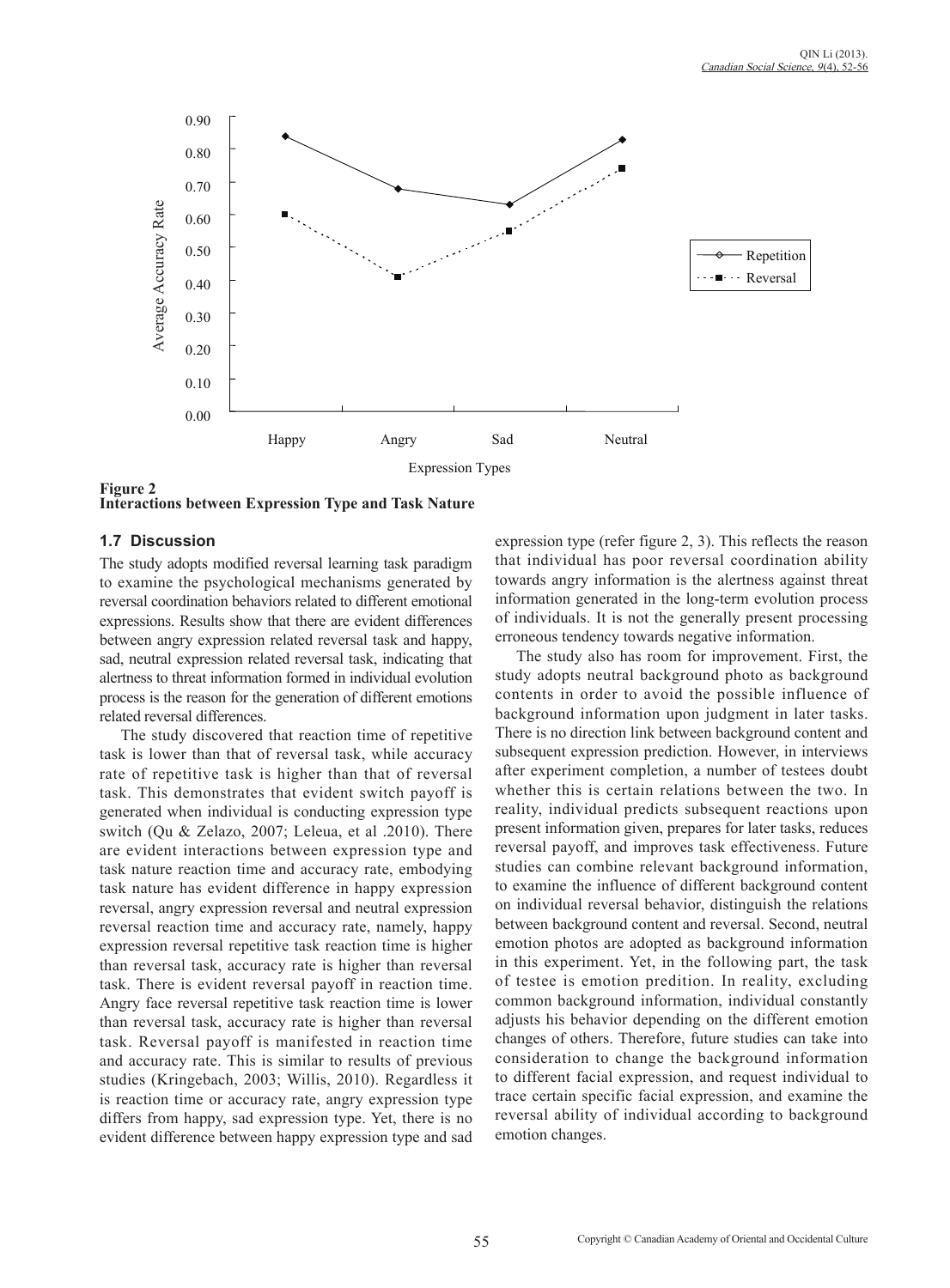**Figure 2**
**Interactions between Expression Type and Task Nature**

### 1.7 Discussion

The study adopts modified reversal learning task paradigm to examine the psychological mechanisms generated by reversal coordination behaviors related to different emotional expressions. Results show that there are evident differences between angry expression related reversal task and happy, sad, neutral expression related reversal task, indicating that alertness to threat information formed in individual evolution process is the reason for the generation of different emotions related reversal differences.

The study discovered that reaction time of repetitive task is lower than that of reversal task, while accuracy rate of repetitive task is higher than that of reversal task. This demonstrates that evident switch payoff is generated when individual is conducting expression type switch (Qu & Zelazo, 2007; Leleua, et al .2010). There are evident interactions between expression type and task nature reaction time and accuracy rate, embodying task nature has evident difference in happy expression reversal, angry expression reversal and neutral expression reversal reaction time and accuracy rate, namely, happy expression reversal repetitive task reaction time is higher than reversal task, accuracy rate is higher than reversal task. There is evident reversal payoff in reaction time. Angry face reversal repetitive task reaction time is lower than reversal task, accuracy rate is higher than reversal task. Reversal payoff is manifested in reaction time and accuracy rate. This is similar to results of previous studies (Kringebach, 2003; Willis, 2010). Regardless it is reaction time or accuracy rate, angry expression type differs from happy, sad expression type. Yet, there is no evident difference between happy expression type and sad expression type (refer figure 2, 3). This reflects the reason that individual has poor reversal coordination ability towards angry information is the alertness against threat information generated in the long-term evolution process of individuals. It is not the generally present processing erroneous tendency towards negative information.

The study also has room for improvement. First, the study adopts neutral background photo as background contents in order to avoid the possible influence of background information upon judgment in later tasks. There is no direction link between background content and subsequent expression prediction. However, in interviews after experiment completion, a number of testees doubt whether this is certain relations between the two. In reality, individual predicts subsequent reactions upon present information given, prepares for later tasks, reduces reversal payoff, and improves task effectiveness. Future studies can combine relevant background information, to examine the influence of different background content on individual reversal behavior, distinguish the relations between background content and reversal. Second, neutral emotion photos are adopted as background information in this experiment. Yet, in the following part, the task of testee is emotion predition. In reality, excluding common background information, individual constantly adjusts his behavior depending on the different emotion changes of others. Therefore, future studies can take into consideration to change the background information to different facial expression, and request individual to trace certain specific facial expression, and examine the reversal ability of individual according to background emotion changes.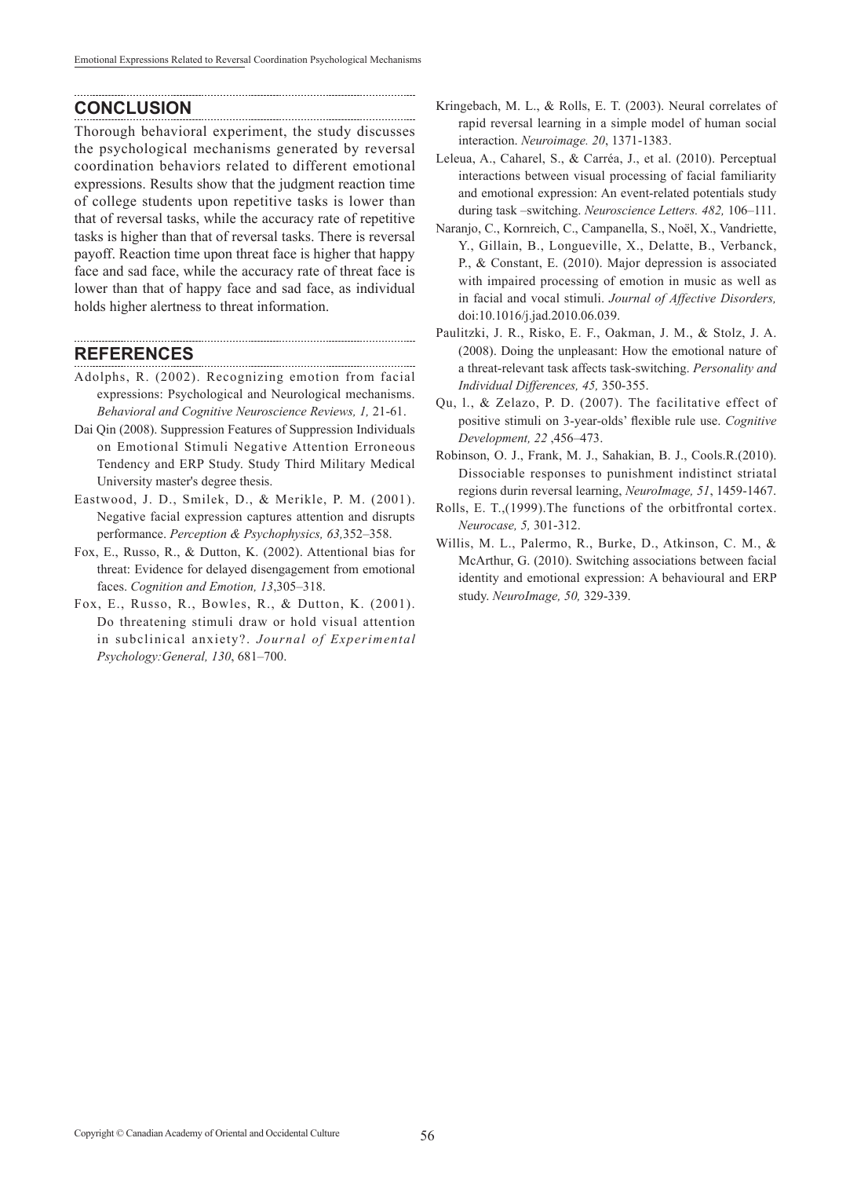## CONCLUSION

Thorough behavioral experiment, the study discusses the psychological mechanisms generated by reversal coordination behaviors related to different emotional expressions. Results show that the judgment reaction time of college students upon repetitive tasks is lower than that of reversal tasks, while the accuracy rate of repetitive tasks is higher than that of reversal tasks. There is reversal payoff. Reaction time upon threat face is higher that happy face and sad face, while the accuracy rate of threat face is lower than that of happy face and sad face, as individual holds higher alertness to threat information.

## REFERENCES

Adolphs, R. (2002). Recognizing emotion from facial expressions: Psychological and Neurological mechanisms. *Behavioral and Cognitive Neuroscience Reviews, 1,* 21-61.

Dai Qin (2008). Suppression Features of Suppression Individuals on Emotional Stimuli Negative Attention Erroneous Tendency and ERP Study. Study Third Military Medical University master's degree thesis.

Eastwood, J. D., Smilek, D., & Merikle, P. M. (2001). Negative facial expression captures attention and disrupts performance. *Perception & Psychophysics, 63,*352–358.

Fox, E., Russo, R., & Dutton, K. (2002). Attentional bias for threat: Evidence for delayed disengagement from emotional faces. *Cognition and Emotion, 13*,305–318.

Fox, E., Russo, R., Bowles, R., & Dutton, K. (2001). Do threatening stimuli draw or hold visual attention in subclinical anxiety?. *Journal of Experimental Psychology:General, 130*, 681–700.

Kringebach, M. L., & Rolls, E. T. (2003). Neural correlates of rapid reversal learning in a simple model of human social interaction. *Neuroimage. 20*, 1371-1383.

Leleua, A., Caharel, S., & Carréa, J., et al. (2010). Perceptual interactions between visual processing of facial familiarity and emotional expression: An event-related potentials study during task –switching. *Neuroscience Letters. 482,* 106–111.

Naranjo, C., Kornreich, C., Campanella, S., Noël, X., Vandriette, Y., Gillain, B., Longueville, X., Delatte, B., Verbanck, P., & Constant, E. (2010). Major depression is associated with impaired processing of emotion in music as well as in facial and vocal stimuli. *Journal of Affective Disorders,* doi:10.1016/j.jad.2010.06.039.

Paulitzki, J. R., Risko, E. F., Oakman, J. M., & Stolz, J. A. (2008). Doing the unpleasant: How the emotional nature of a threat-relevant task affects task-switching. *Personality and Individual Differences, 45,* 350-355.

Qu, l., & Zelazo, P. D. (2007). The facilitative effect of positive stimuli on 3-year-olds' flexible rule use. *Cognitive Development, 22* ,456–473.

Robinson, O. J., Frank, M. J., Sahakian, B. J., Cools.R.(2010). Dissociable responses to punishment indistinct striatal regions durin reversal learning, *NeuroImage, 51*, 1459-1467.

Rolls, E. T.,(1999).The functions of the orbitfrontal cortex. *Neurocase, 5,* 301-312.

Willis, M. L., Palermo, R., Burke, D., Atkinson, C. M., & McArthur, G. (2010). Switching associations between facial identity and emotional expression: A behavioural and ERP study. *NeuroImage, 50,* 329-339.